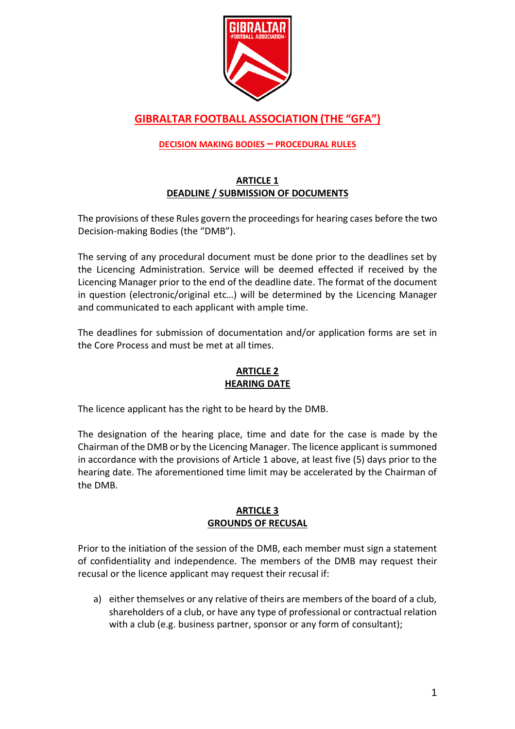# GIBRALTAR FOOTBALL ASSOCIATION (THE "GFA")

## DECISION MAKING BODIES – PROCEDURAL RULES

### ARTICLE 1
### DEADLINE / SUBMISSION OF DOCUMENTS

The provisions of these Rules govern the proceedings for hearing cases before the two Decision-making Bodies (the "DMB").

The serving of any procedural document must be done prior to the deadlines set by the Licencing Administration. Service will be deemed effected if received by the Licencing Manager prior to the end of the deadline date. The format of the document in question (electronic/original etc…) will be determined by the Licencing Manager and communicated to each applicant with ample time.

The deadlines for submission of documentation and/or application forms are set in the Core Process and must be met at all times.

### ARTICLE 2
### HEARING DATE

The licence applicant has the right to be heard by the DMB.

The designation of the hearing place, time and date for the case is made by the Chairman of the DMB or by the Licencing Manager. The licence applicant is summoned in accordance with the provisions of Article 1 above, at least five (5) days prior to the hearing date. The aforementioned time limit may be accelerated by the Chairman of the DMB.

### ARTICLE 3
### GROUNDS OF RECUSAL

Prior to the initiation of the session of the DMB, each member must sign a statement of confidentiality and independence. The members of the DMB may request their recusal or the licence applicant may request their recusal if:

a) either themselves or any relative of theirs are members of the board of a club, shareholders of a club, or have any type of professional or contractual relation with a club (e.g. business partner, sponsor or any form of consultant);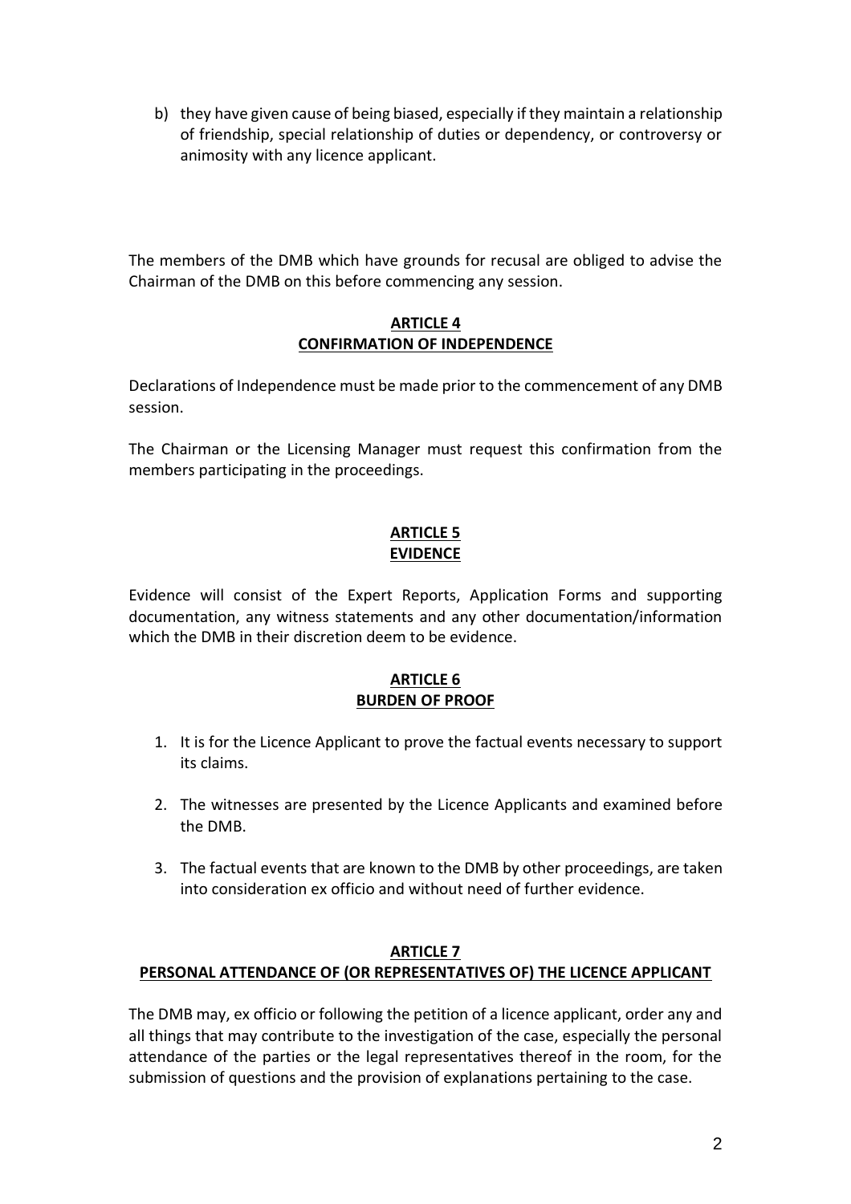b) they have given cause of being biased, especially if they maintain a relationship of friendship, special relationship of duties or dependency, or controversy or animosity with any licence applicant.

The members of the DMB which have grounds for recusal are obliged to advise the Chairman of the DMB on this before commencing any session.

## ARTICLE 4
## CONFIRMATION OF INDEPENDENCE

Declarations of Independence must be made prior to the commencement of any DMB session.

The Chairman or the Licensing Manager must request this confirmation from the members participating in the proceedings.

## ARTICLE 5
## EVIDENCE

Evidence will consist of the Expert Reports, Application Forms and supporting documentation, any witness statements and any other documentation/information which the DMB in their discretion deem to be evidence.

## ARTICLE 6
## BURDEN OF PROOF

1. It is for the Licence Applicant to prove the factual events necessary to support its claims.

2. The witnesses are presented by the Licence Applicants and examined before the DMB.

3. The factual events that are known to the DMB by other proceedings, are taken into consideration ex officio and without need of further evidence.

## ARTICLE 7
## PERSONAL ATTENDANCE OF (OR REPRESENTATIVES OF) THE LICENCE APPLICANT

The DMB may, ex officio or following the petition of a licence applicant, order any and all things that may contribute to the investigation of the case, especially the personal attendance of the parties or the legal representatives thereof in the room, for the submission of questions and the provision of explanations pertaining to the case.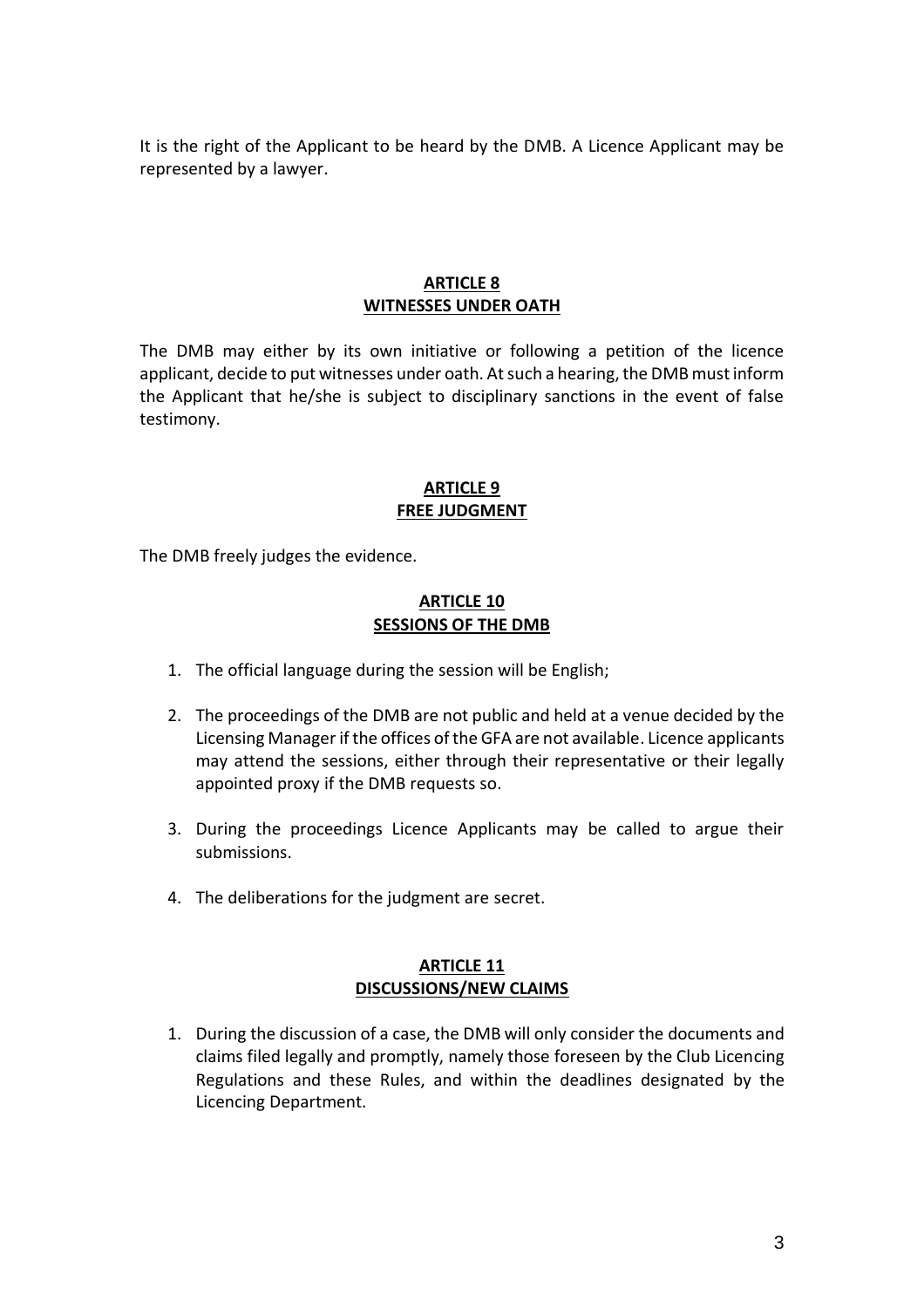It is the right of the Applicant to be heard by the DMB. A Licence Applicant may be represented by a lawyer.

## ARTICLE 8
## WITNESSES UNDER OATH

The DMB may either by its own initiative or following a petition of the licence applicant, decide to put witnesses under oath. At such a hearing, the DMB must inform the Applicant that he/she is subject to disciplinary sanctions in the event of false testimony.

## ARTICLE 9
## FREE JUDGMENT

The DMB freely judges the evidence.

## ARTICLE 10
## SESSIONS OF THE DMB

1. The official language during the session will be English;

2. The proceedings of the DMB are not public and held at a venue decided by the Licensing Manager if the offices of the GFA are not available. Licence applicants may attend the sessions, either through their representative or their legally appointed proxy if the DMB requests so.

3. During the proceedings Licence Applicants may be called to argue their submissions.

4. The deliberations for the judgment are secret.

## ARTICLE 11
## DISCUSSIONS/NEW CLAIMS

1. During the discussion of a case, the DMB will only consider the documents and claims filed legally and promptly, namely those foreseen by the Club Licencing Regulations and these Rules, and within the deadlines designated by the Licencing Department.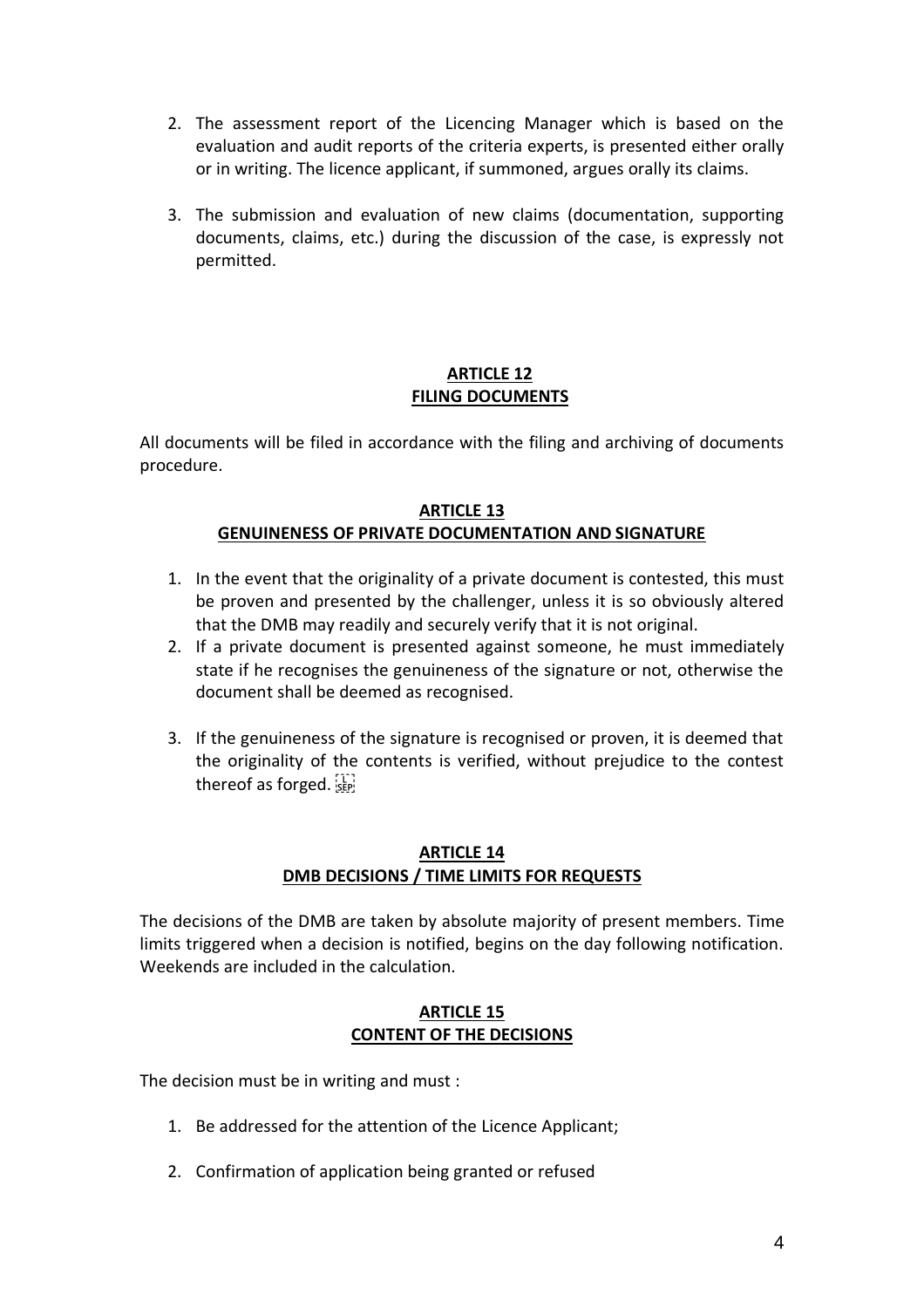2. The assessment report of the Licencing Manager which is based on the evaluation and audit reports of the criteria experts, is presented either orally or in writing. The licence applicant, if summoned, argues orally its claims.

3. The submission and evaluation of new claims (documentation, supporting documents, claims, etc.) during the discussion of the case, is expressly not permitted.

## ARTICLE 12
## FILING DOCUMENTS

All documents will be filed in accordance with the filing and archiving of documents procedure.

## ARTICLE 13
## GENUINENESS OF PRIVATE DOCUMENTATION AND SIGNATURE

1. In the event that the originality of a private document is contested, this must be proven and presented by the challenger, unless it is so obviously altered that the DMB may readily and securely verify that it is not original.
2. If a private document is presented against someone, he must immediately state if he recognises the genuineness of the signature or not, otherwise the document shall be deemed as recognised.

3. If the genuineness of the signature is recognised or proven, it is deemed that the originality of the contents is verified, without prejudice to the contest thereof as forged.

## ARTICLE 14
## DMB DECISIONS / TIME LIMITS FOR REQUESTS

The decisions of the DMB are taken by absolute majority of present members. Time limits triggered when a decision is notified, begins on the day following notification. Weekends are included in the calculation.

## ARTICLE 15
## CONTENT OF THE DECISIONS

The decision must be in writing and must :

1. Be addressed for the attention of the Licence Applicant;

2. Confirmation of application being granted or refused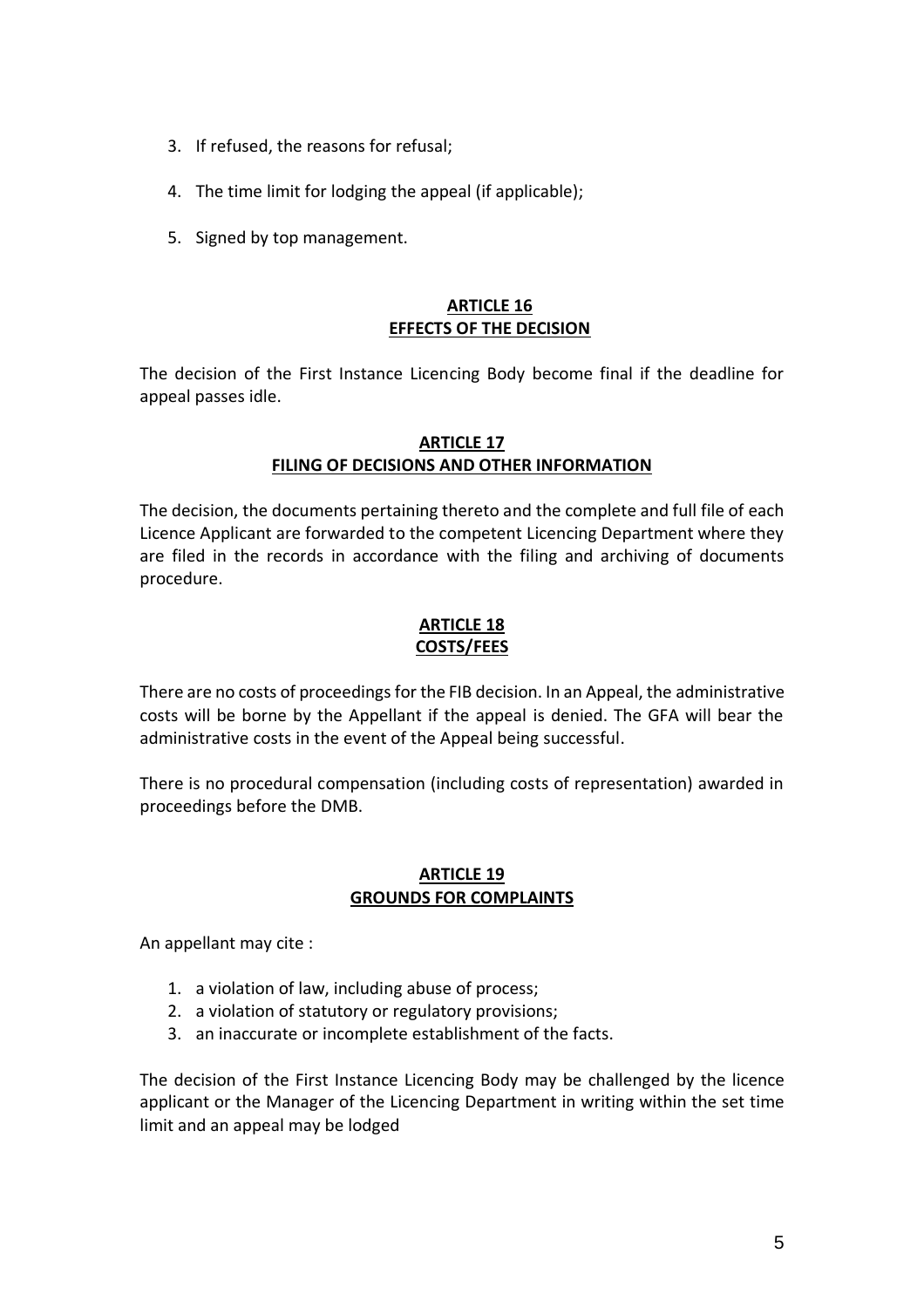3. If refused, the reasons for refusal;
4. The time limit for lodging the appeal (if applicable);
5. Signed by top management.

## ARTICLE 16
## EFFECTS OF THE DECISION

The decision of the First Instance Licencing Body become final if the deadline for appeal passes idle.

## ARTICLE 17
## FILING OF DECISIONS AND OTHER INFORMATION

The decision, the documents pertaining thereto and the complete and full file of each Licence Applicant are forwarded to the competent Licencing Department where they are filed in the records in accordance with the filing and archiving of documents procedure.

## ARTICLE 18
## COSTS/FEES

There are no costs of proceedings for the FIB decision. In an Appeal, the administrative costs will be borne by the Appellant if the appeal is denied. The GFA will bear the administrative costs in the event of the Appeal being successful.

There is no procedural compensation (including costs of representation) awarded in proceedings before the DMB.

## ARTICLE 19
## GROUNDS FOR COMPLAINTS

An appellant may cite :

1. a violation of law, including abuse of process;
2. a violation of statutory or regulatory provisions;
3. an inaccurate or incomplete establishment of the facts.

The decision of the First Instance Licencing Body may be challenged by the licence applicant or the Manager of the Licencing Department in writing within the set time limit and an appeal may be lodged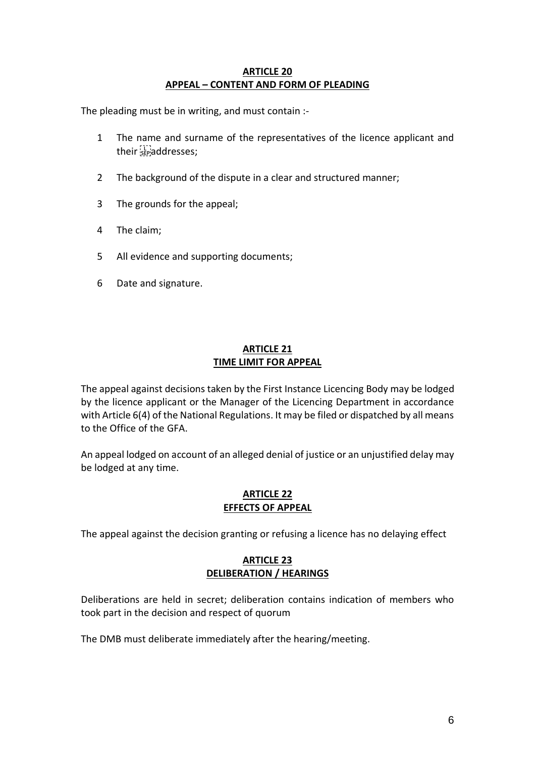## ARTICLE 20
## APPEAL – CONTENT AND FORM OF PLEADING

The pleading must be in writing, and must contain :-

1. The name and surname of the representatives of the licence applicant and their addresses;
2. The background of the dispute in a clear and structured manner;
3. The grounds for the appeal;
4. The claim;
5. All evidence and supporting documents;
6. Date and signature.

## ARTICLE 21
## TIME LIMIT FOR APPEAL

The appeal against decisions taken by the First Instance Licencing Body may be lodged by the licence applicant or the Manager of the Licencing Department in accordance with Article 6(4) of the National Regulations. It may be filed or dispatched by all means to the Office of the GFA.

An appeal lodged on account of an alleged denial of justice or an unjustified delay may be lodged at any time.

## ARTICLE 22
## EFFECTS OF APPEAL

The appeal against the decision granting or refusing a licence has no delaying effect

## ARTICLE 23
## DELIBERATION / HEARINGS

Deliberations are held in secret; deliberation contains indication of members who took part in the decision and respect of quorum

The DMB must deliberate immediately after the hearing/meeting.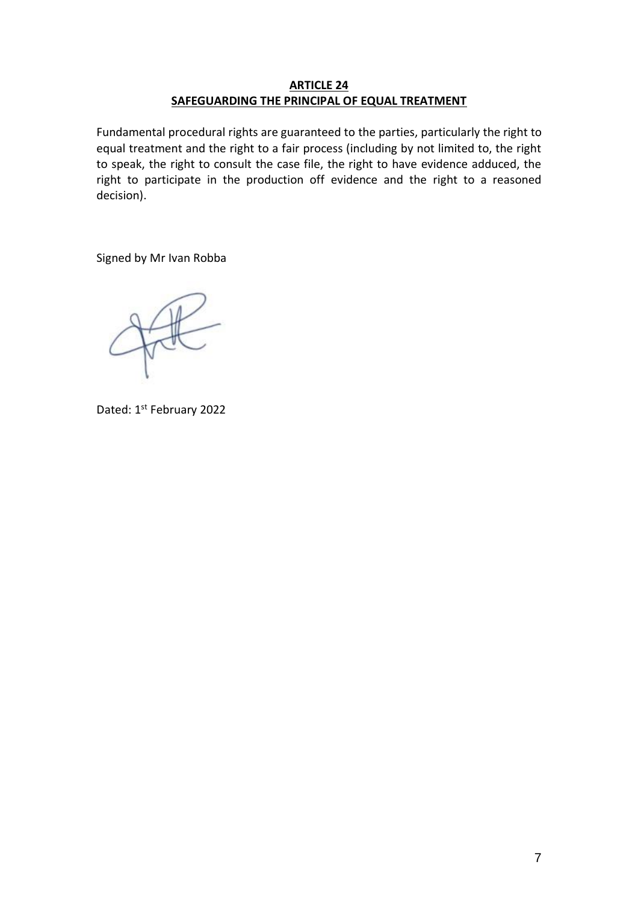## ARTICLE 24
## SAFEGUARDING THE PRINCIPAL OF EQUAL TREATMENT

Fundamental procedural rights are guaranteed to the parties, particularly the right to equal treatment and the right to a fair process (including by not limited to, the right to speak, the right to consult the case file, the right to have evidence adduced, the right to participate in the production off evidence and the right to a reasoned decision).

Signed by Mr Ivan Robba

Dated: 1st February 2022